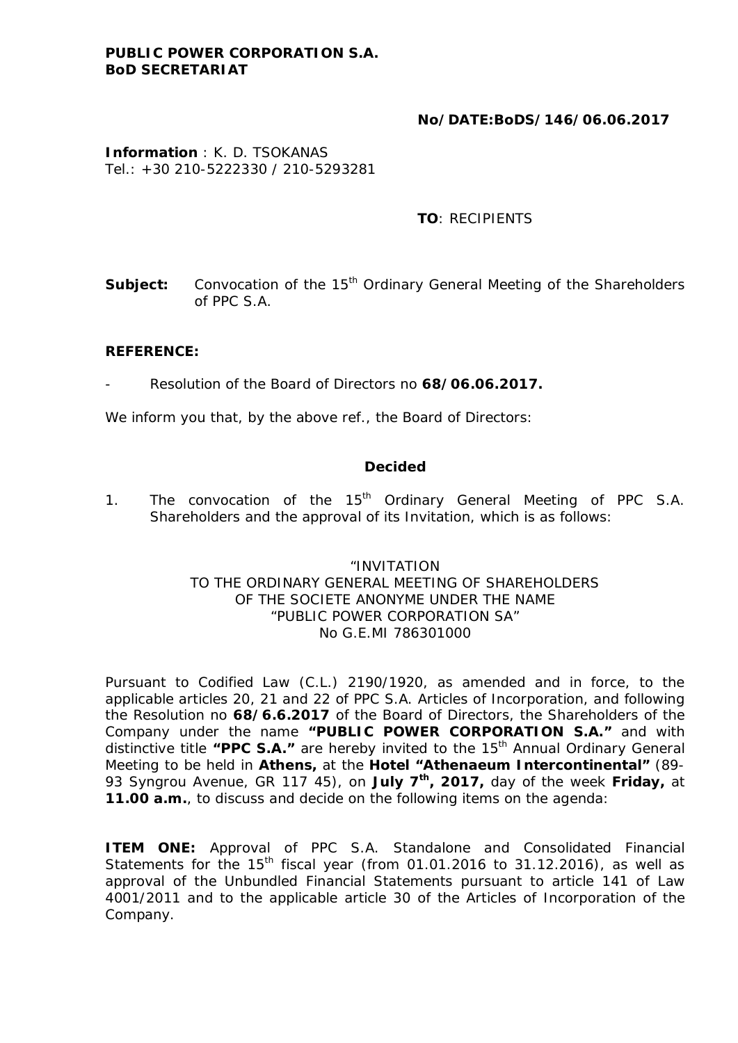**PUBLIC POWER CORPORATION S.A.**
**BoD SECRETARIAT**

**No/DATE:BoDS/146/06.06.2017**

**Information** : K. D. TSOKANAS
Tel.: +30 210-5222330 / 210-5293281

**TO**: RECIPIENTS

**Subject:** Convocation of the 15th Ordinary General Meeting of the Shareholders of PPC S.A.

**REFERENCE:**

- Resolution of the Board of Directors no **68/06.06.2017.**

We inform you that, by the above ref., the Board of Directors:

**Decided**

1. The convocation of the 15th Ordinary General Meeting of PPC S.A. Shareholders and the approval of its Invitation, which is as follows:

"INVITATION
TO THE ORDINARY GENERAL MEETING OF SHAREHOLDERS
OF THE SOCIETE ANONYME UNDER THE NAME
"PUBLIC POWER CORPORATION SA"
No G.E.MI 786301000

Pursuant to Codified Law (C.L.) 2190/1920, as amended and in force, to the applicable articles 20, 21 and 22 of PPC S.A. Articles of Incorporation, and following the Resolution no **68/6.6.2017** of the Board of Directors, the Shareholders of the Company under the name **"PUBLIC POWER CORPORATION S.A."** and with distinctive title **"PPC S.A."** are hereby invited to the 15th Annual Ordinary General Meeting to be held in **Athens,** at the **Hotel "Athenaeum Intercontinental"** (89-93 Syngrou Avenue, GR 117 45), on **July 7th, 2017,** day of the week **Friday,** at **11.00 a.m.**, to discuss and decide on the following items on the agenda:

**ITEM ONE:** Approval of PPC S.A. Standalone and Consolidated Financial Statements for the 15th fiscal year (from 01.01.2016 to 31.12.2016), as well as approval of the Unbundled Financial Statements pursuant to article 141 of Law 4001/2011 and to the applicable article 30 of the Articles of Incorporation of the Company.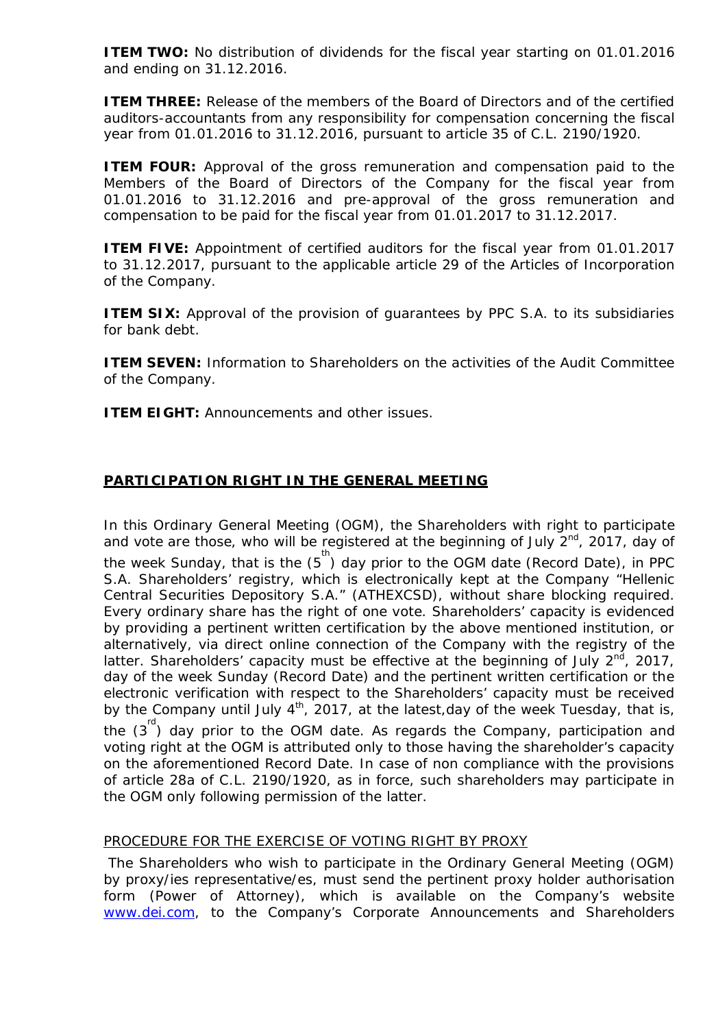**ITEM TWO:** No distribution of dividends for the fiscal year starting on 01.01.2016 and ending on 31.12.2016.

**ITEM THREE:** Release of the members of the Board of Directors and of the certified auditors-accountants from any responsibility for compensation concerning the fiscal year from 01.01.2016 to 31.12.2016, pursuant to article 35 of C.L. 2190/1920.

**ITEM FOUR:** Approval of the gross remuneration and compensation paid to the Members of the Board of Directors of the Company for the fiscal year from 01.01.2016 to 31.12.2016 and pre-approval of the gross remuneration and compensation to be paid for the fiscal year from 01.01.2017 to 31.12.2017.

**ITEM FIVE:** Appointment of certified auditors for the fiscal year from 01.01.2017 to 31.12.2017, pursuant to the applicable article 29 of the Articles of Incorporation of the Company.

**ITEM SIX:** Approval of the provision of guarantees by PPC S.A. to its subsidiaries for bank debt.

**ITEM SEVEN:** Information to Shareholders on the activities of the Audit Committee of the Company.

**ITEM EIGHT:** Announcements and other issues.

## PARTICIPATION RIGHT IN THE GENERAL MEETING

In this Ordinary General Meeting (OGM), the Shareholders with right to participate and vote are those, who will be registered at the beginning of July 2nd, 2017, day of the week Sunday, that is the (5th) day prior to the OGM date (Record Date), in PPC S.A. Shareholders' registry, which is electronically kept at the Company "Hellenic Central Securities Depository S.A." (ATHEXCSD), without share blocking required. Every ordinary share has the right of one vote. Shareholders' capacity is evidenced by providing a pertinent written certification by the above mentioned institution, or alternatively, via direct online connection of the Company with the registry of the latter. Shareholders' capacity must be effective at the beginning of July 2nd, 2017, day of the week Sunday (Record Date) and the pertinent written certification or the electronic verification with respect to the Shareholders' capacity must be received by the Company until July 4th, 2017, at the latest,day of the week Tuesday, that is, the (3rd) day prior to the OGM date. As regards the Company, participation and voting right at the OGM is attributed only to those having the shareholder's capacity on the aforementioned Record Date. In case of non compliance with the provisions of article 28a of C.L. 2190/1920, as in force, such shareholders may participate in the OGM only following permission of the latter.

PROCEDURE FOR THE EXERCISE OF VOTING RIGHT BY PROXY

The Shareholders who wish to participate in the Ordinary General Meeting (OGM) by proxy/ies representative/es, must send the pertinent proxy holder authorisation form (Power of Attorney), which is available on the Company's website www.dei.com, to the Company's Corporate Announcements and Shareholders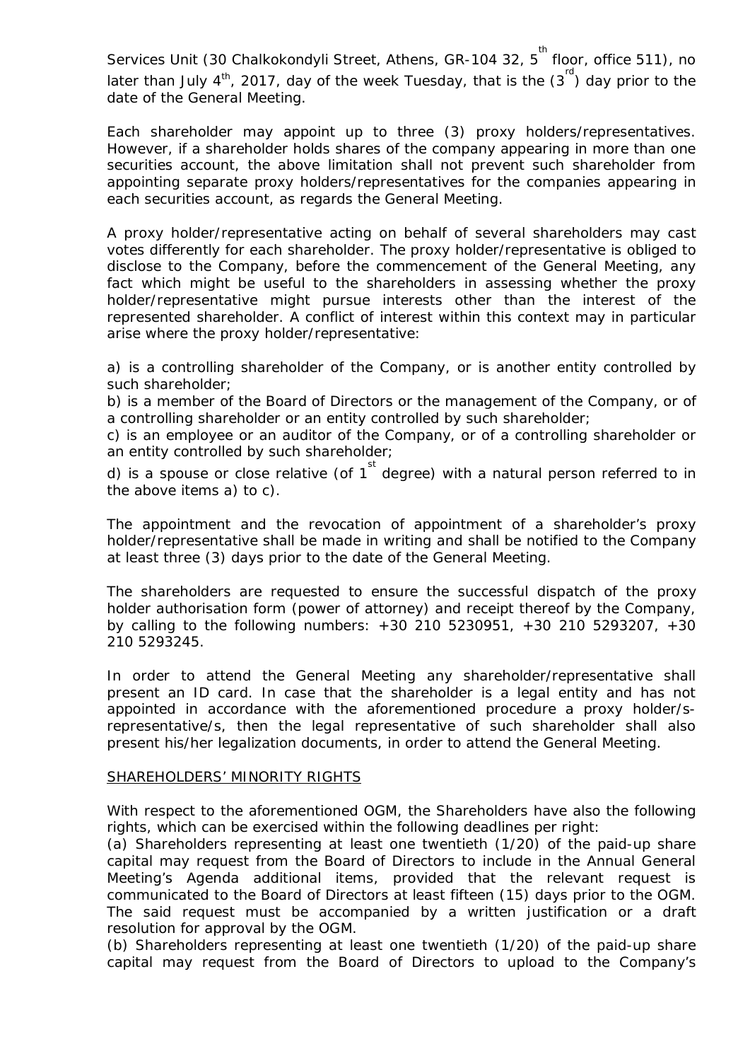Services Unit (30 Chalkokondyli Street, Athens, GR-104 32, 5th floor, office 511), no later than July 4th, 2017, day of the week Tuesday, that is the (3rd) day prior to the date of the General Meeting.

Each shareholder may appoint up to three (3) proxy holders/representatives. However, if a shareholder holds shares of the company appearing in more than one securities account, the above limitation shall not prevent such shareholder from appointing separate proxy holders/representatives for the companies appearing in each securities account, as regards the General Meeting.

A proxy holder/representative acting on behalf of several shareholders may cast votes differently for each shareholder. The proxy holder/representative is obliged to disclose to the Company, before the commencement of the General Meeting, any fact which might be useful to the shareholders in assessing whether the proxy holder/representative might pursue interests other than the interest of the represented shareholder. A conflict of interest within this context may in particular arise where the proxy holder/representative:

a) is a controlling shareholder of the Company, or is another entity controlled by such shareholder;
b) is a member of the Board of Directors or the management of the Company, or of a controlling shareholder or an entity controlled by such shareholder;
c) is an employee or an auditor of the Company, or of a controlling shareholder or an entity controlled by such shareholder;
d) is a spouse or close relative (of 1st degree) with a natural person referred to in the above items a) to c).

The appointment and the revocation of appointment of a shareholder's proxy holder/representative shall be made in writing and shall be notified to the Company at least three (3) days prior to the date of the General Meeting.

The shareholders are requested to ensure the successful dispatch of the proxy holder authorisation form (power of attorney) and receipt thereof by the Company, by calling to the following numbers: +30 210 5230951, +30 210 5293207, +30 210 5293245.

In order to attend the General Meeting any shareholder/representative shall present an ID card. In case that the shareholder is a legal entity and has not appointed in accordance with the aforementioned procedure a proxy holder/s-representative/s, then the legal representative of such shareholder shall also present his/her legalization documents, in order to attend the General Meeting.

SHAREHOLDERS' MINORITY RIGHTS

With respect to the aforementioned OGM, the Shareholders have also the following rights, which can be exercised within the following deadlines per right:
(a) Shareholders representing at least one twentieth (1/20) of the paid-up share capital may request from the Board of Directors to include in the Annual General Meeting's Agenda additional items, provided that the relevant request is communicated to the Board of Directors at least fifteen (15) days prior to the OGM. The said request must be accompanied by a written justification or a draft resolution for approval by the OGM.
(b) Shareholders representing at least one twentieth (1/20) of the paid-up share capital may request from the Board of Directors to upload to the Company's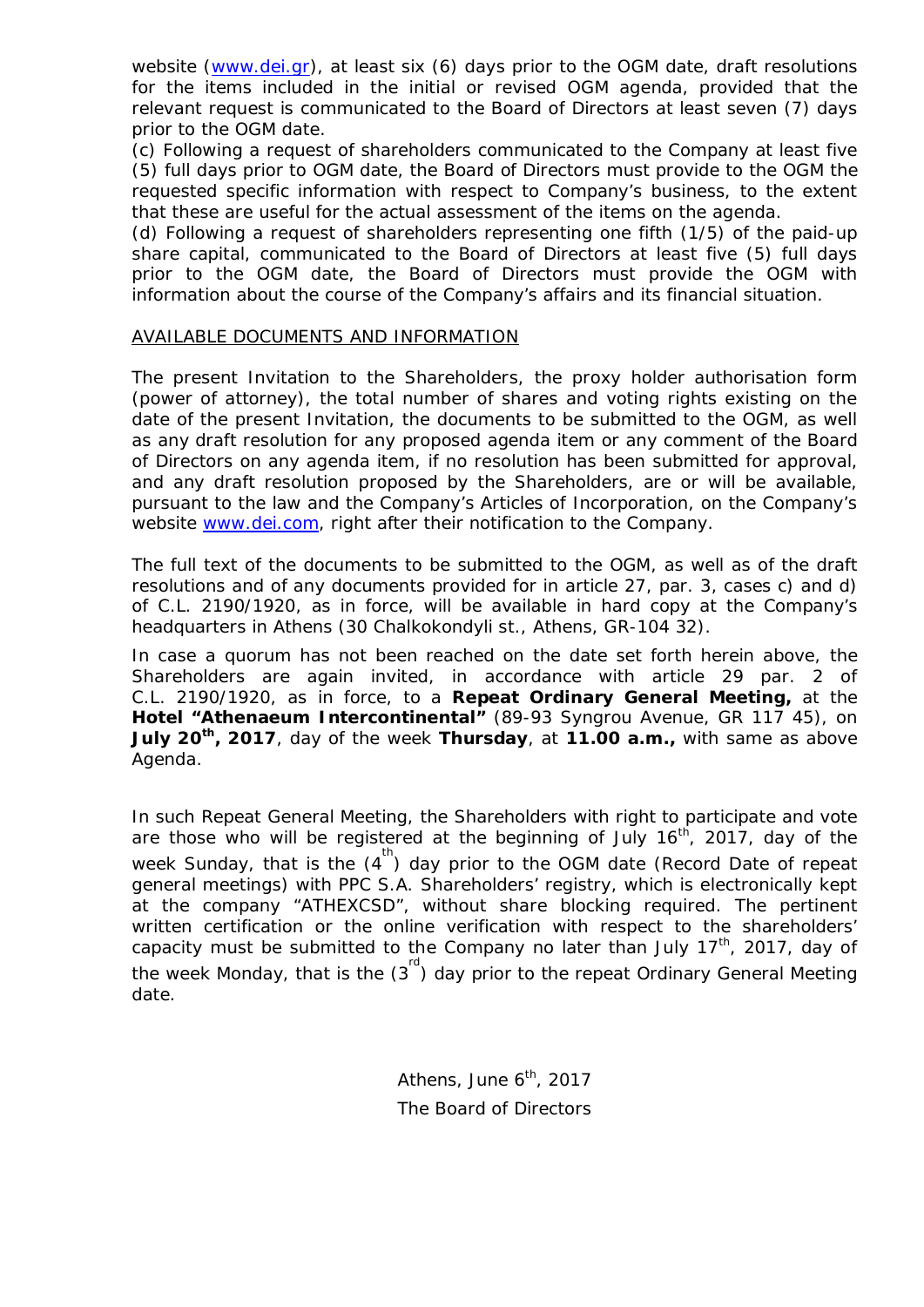website (www.dei.gr), at least six (6) days prior to the OGM date, draft resolutions for the items included in the initial or revised OGM agenda, provided that the relevant request is communicated to the Board of Directors at least seven (7) days prior to the OGM date.

(c) Following a request of shareholders communicated to the Company at least five (5) full days prior to OGM date, the Board of Directors must provide to the OGM the requested specific information with respect to Company's business, to the extent that these are useful for the actual assessment of the items on the agenda.

(d) Following a request of shareholders representing one fifth (1/5) of the paid-up share capital, communicated to the Board of Directors at least five (5) full days prior to the OGM date, the Board of Directors must provide the OGM with information about the course of the Company's affairs and its financial situation.

AVAILABLE DOCUMENTS AND INFORMATION

The present Invitation to the Shareholders, the proxy holder authorisation form (power of attorney), the total number of shares and voting rights existing on the date of the present Invitation, the documents to be submitted to the OGM, as well as any draft resolution for any proposed agenda item or any comment of the Board of Directors on any agenda item, if no resolution has been submitted for approval, and any draft resolution proposed by the Shareholders, are or will be available, pursuant to the law and the Company's Articles of Incorporation, on the Company's website www.dei.com, right after their notification to the Company.

The full text of the documents to be submitted to the OGM, as well as of the draft resolutions and of any documents provided for in article 27, par. 3, cases c) and d) of C.L. 2190/1920, as in force, will be available in hard copy at the Company's headquarters in Athens (30 Chalkokondyli st., Athens, GR-104 32).

In case a quorum has not been reached on the date set forth herein above, the Shareholders are again invited, in accordance with article 29 par. 2 of C.L. 2190/1920, as in force, to a **Repeat Ordinary General Meeting,** at the **Hotel "Athenaeum Intercontinental"** (89-93 Syngrou Avenue, GR 117 45), on **July 20th, 2017**, day of the week **Thursday**, at **11.00 a.m.,** with same as above Agenda.

In such Repeat General Meeting, the Shareholders with right to participate and vote are those who will be registered at the beginning of July 16th, 2017, day of the week Sunday, that is the (4th) day prior to the OGM date (Record Date of repeat general meetings) with PPC S.A. Shareholders' registry, which is electronically kept at the company "ATHEXCSD", without share blocking required. The pertinent written certification or the online verification with respect to the shareholders' capacity must be submitted to the Company no later than July 17th, 2017, day of the week Monday, that is the (3rd) day prior to the repeat Ordinary General Meeting date.

Athens, June 6th, 2017

The Board of Directors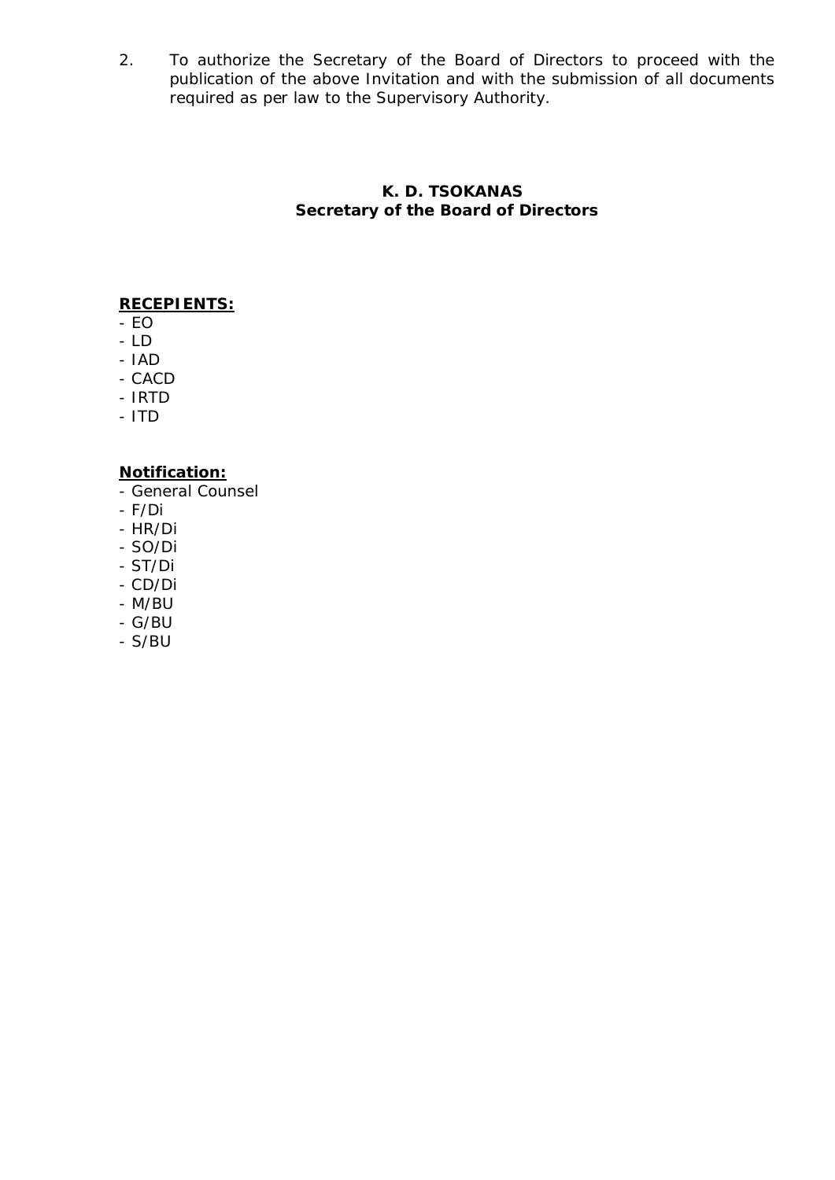2. To authorize the Secretary of the Board of Directors to proceed with the publication of the above Invitation and with the submission of all documents required as per law to the Supervisory Authority.

**K. D. TSOKANAS**
**Secretary of the Board of Directors**

**RECEPIENTS:**
- EO
- LD
- IAD
- CACD
- IRTD
- ITD

**Notification:**
- General Counsel
- F/Di
- HR/Di
- SO/Di
- ST/Di
- CD/Di
- M/BU
- G/BU
- S/BU